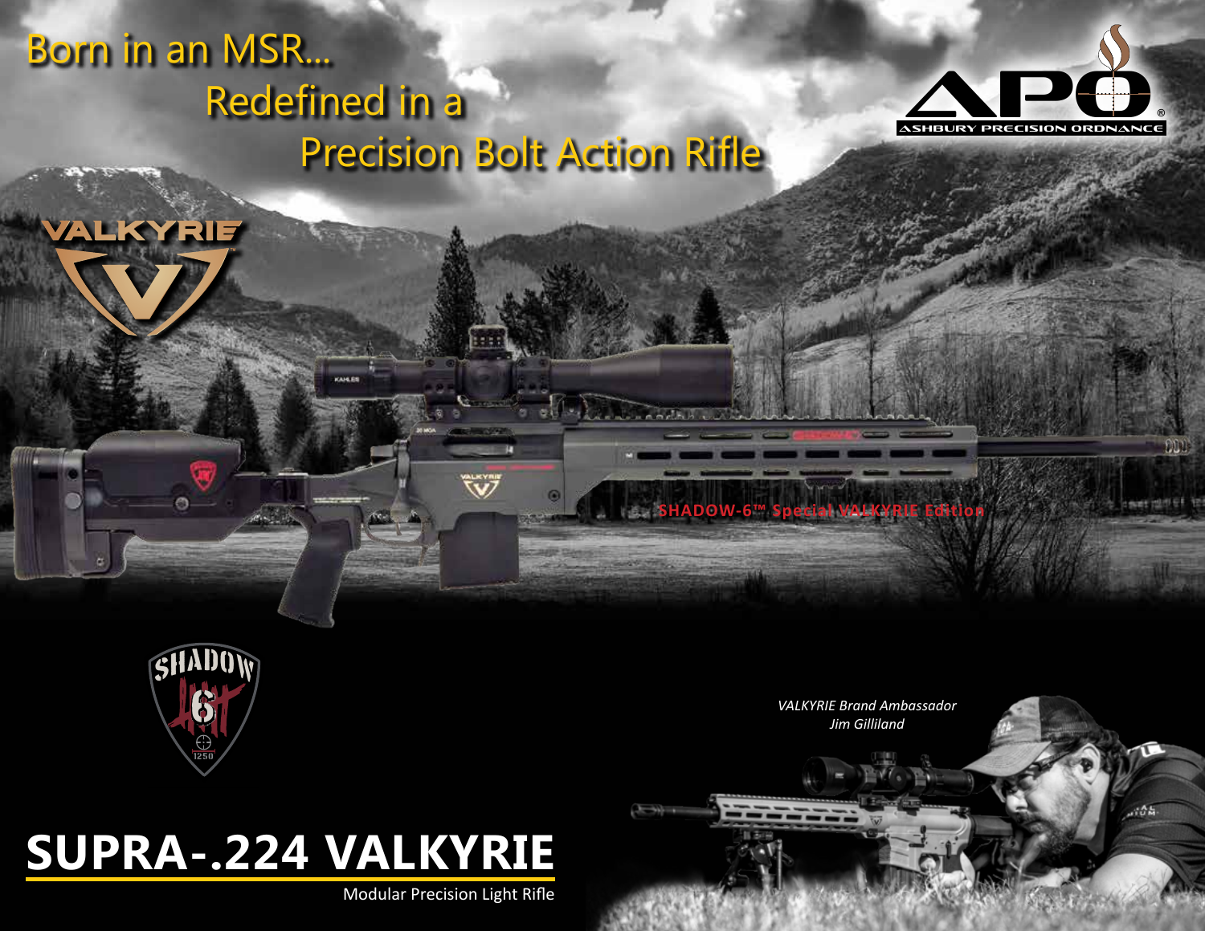# Born in an MSR... Redefined in a Precision Bolt Action Rifle

APO ASHBURY PRECISION ORDNANCE

VALKYRIE

SHADOW-6™ Special VALKYRIE Edition

*VALKYRIE Brand Ambassador Jim Gilliland*

# SUPRA-.224 VALKYRIE

Modular Precision Light Rifle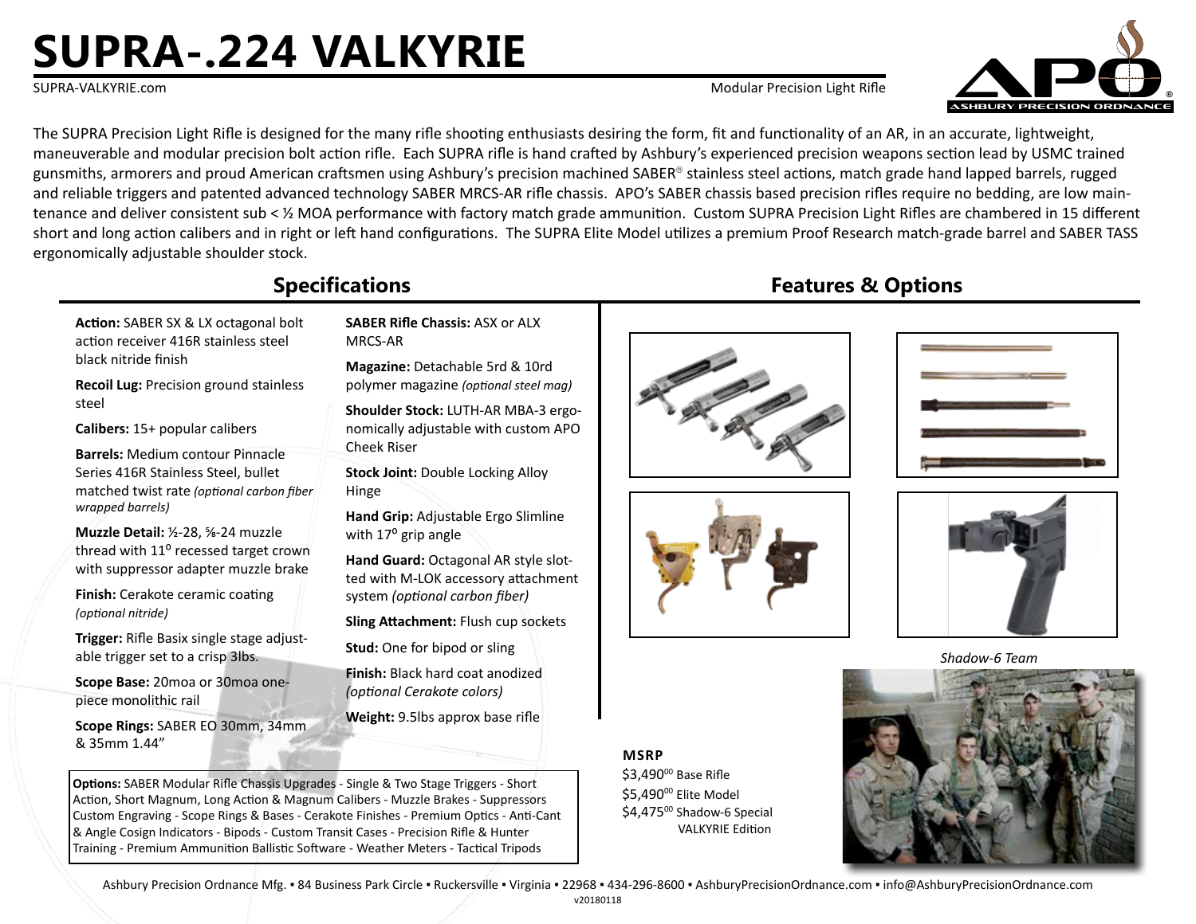# SUPRA-.224 VALKYRIE

SUPRA-VALKYRIE.com

Modular Precision Light Rifle

The SUPRA Precision Light Rifle is designed for the many rifle shooting enthusiasts desiring the form, fit and functionality of an AR, in an accurate, lightweight, maneuverable and modular precision bolt action rifle. Each SUPRA rifle is hand crafted by Ashbury's experienced precision weapons section lead by USMC trained gunsmiths, armorers and proud American craftsmen using Ashbury's precision machined SABER® stainless steel actions, match grade hand lapped barrels, rugged and reliable triggers and patented advanced technology SABER MRCS-AR rifle chassis. APO's SABER chassis based precision rifles require no bedding, are low maintenance and deliver consistent sub < ½ MOA performance with factory match grade ammunition. Custom SUPRA Precision Light Rifles are chambered in 15 different short and long action calibers and in right or left hand configurations. The SUPRA Elite Model utilizes a premium Proof Research match-grade barrel and SABER TASS ergonomically adjustable shoulder stock.

## Specifications

**Action:** SABER SX & LX octagonal bolt action receiver 416R stainless steel black nitride finish

**Recoil Lug:** Precision ground stainless steel

**Calibers:** 15+ popular calibers

**Barrels:** Medium contour Pinnacle Series 416R Stainless Steel, bullet matched twist rate *(optional carbon fiber wrapped barrels)*

**Muzzle Detail:** ½-28, ⅝-24 muzzle thread with 11° recessed target crown with suppressor adapter muzzle brake

**Finish:** Cerakote ceramic coating *(optional nitride)*

**Trigger:** Rifle Basix single stage adjustable trigger set to a crisp 3lbs.

**Scope Base:** 20moa or 30moa one-piece monolithic rail

**Scope Rings:** SABER EO 30mm, 34mm & 35mm 1.44"

**SABER Rifle Chassis:** ASX or ALX MRCS-AR

**Magazine:** Detachable 5rd & 10rd polymer magazine *(optional steel mag)*

**Shoulder Stock:** LUTH-AR MBA-3 ergonomically adjustable with custom APO Cheek Riser

**Stock Joint:** Double Locking Alloy Hinge

**Hand Grip:** Adjustable Ergo Slimline with 17° grip angle

**Hand Guard:** Octagonal AR style slotted with M-LOK accessory attachment system *(optional carbon fiber)*

**Sling Attachment:** Flush cup sockets

**Stud:** One for bipod or sling

**Finish:** Black hard coat anodized *(optional Cerakote colors)*

**Weight:** 9.5lbs approx base rifle

**Options:** SABER Modular Rifle Chassis Upgrades - Single & Two Stage Triggers - Short Action, Short Magnum, Long Action & Magnum Calibers - Muzzle Brakes - Suppressors Custom Engraving - Scope Rings & Bases - Cerakote Finishes - Premium Optics - Anti-Cant & Angle Cosign Indicators - Bipods - Custom Transit Cases - Precision Rifle & Hunter Training - Premium Ammunition Ballistic Software - Weather Meters - Tactical Tripods

## Features & Options

*Shadow-6 Team*

**MSRP**

$3,490.00 Base Rifle

$5,490.00 Elite Model

$4,475.00 Shadow-6 Special VALKYRIE Edition

Ashbury Precision Ordnance Mfg. ▪ 84 Business Park Circle ▪ Ruckersville ▪ Virginia ▪ 22968 ▪ 434-296-8600 ▪ AshburyPrecisionOrdnance.com ▪ info@AshburyPrecisionOrdnance.com

v20180118